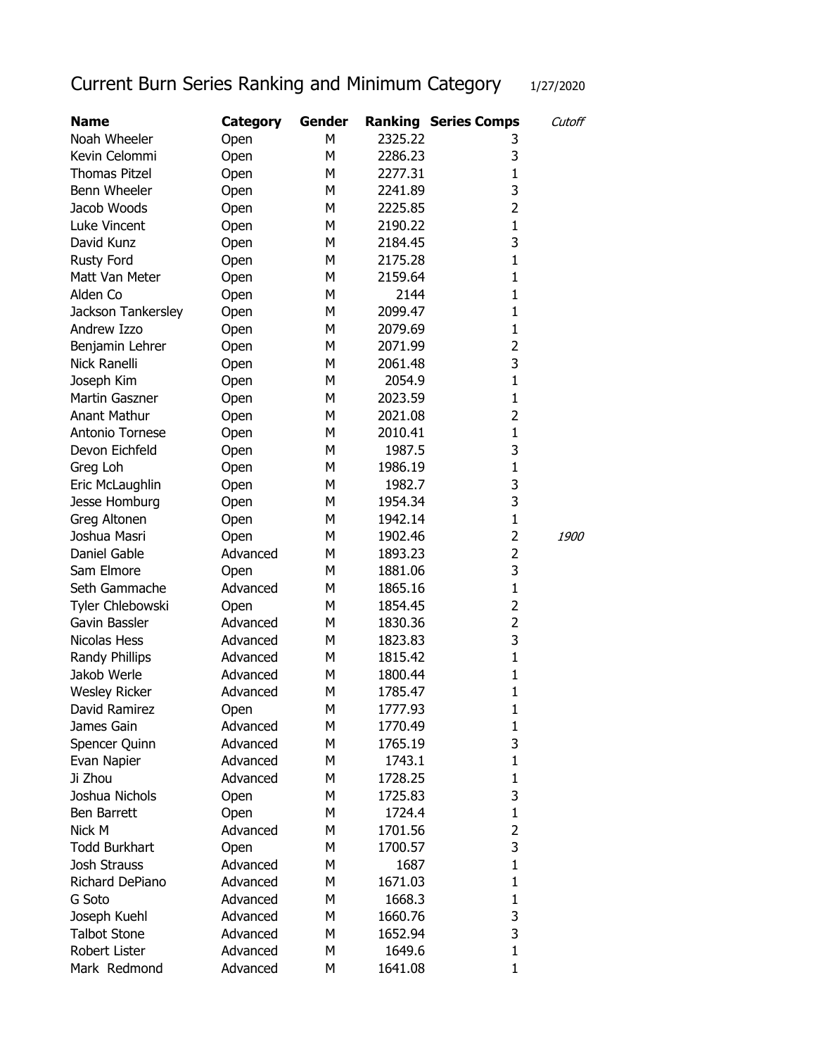# Current Burn Series Ranking and Minimum Category

1/27/2020

| Name | Category | Gender | Ranking | Series Comps | *Cutoff* |
|---|---|---|---|---|---|
| Noah Wheeler | Open | M | 2325.22 | 3 | |
| Kevin Celommi | Open | M | 2286.23 | 3 | |
| Thomas Pitzel | Open | M | 2277.31 | 1 | |
| Benn Wheeler | Open | M | 2241.89 | 3 | |
| Jacob Woods | Open | M | 2225.85 | 2 | |
| Luke Vincent | Open | M | 2190.22 | 1 | |
| David Kunz | Open | M | 2184.45 | 3 | |
| Rusty Ford | Open | M | 2175.28 | 1 | |
| Matt Van Meter | Open | M | 2159.64 | 1 | |
| Alden Co | Open | M | 2144 | 1 | |
| Jackson Tankersley | Open | M | 2099.47 | 1 | |
| Andrew Izzo | Open | M | 2079.69 | 1 | |
| Benjamin Lehrer | Open | M | 2071.99 | 2 | |
| Nick Ranelli | Open | M | 2061.48 | 3 | |
| Joseph Kim | Open | M | 2054.9 | 1 | |
| Martin Gaszner | Open | M | 2023.59 | 1 | |
| Anant Mathur | Open | M | 2021.08 | 2 | |
| Antonio Tornese | Open | M | 2010.41 | 1 | |
| Devon Eichfeld | Open | M | 1987.5 | 3 | |
| Greg Loh | Open | M | 1986.19 | 1 | |
| Eric McLaughlin | Open | M | 1982.7 | 3 | |
| Jesse Homburg | Open | M | 1954.34 | 3 | |
| Greg Altonen | Open | M | 1942.14 | 1 | |
| Joshua Masri | Open | M | 1902.46 | 2 | *1900* |
| Daniel Gable | Advanced | M | 1893.23 | 2 | |
| Sam Elmore | Open | M | 1881.06 | 3 | |
| Seth Gammache | Advanced | M | 1865.16 | 1 | |
| Tyler Chlebowski | Open | M | 1854.45 | 2 | |
| Gavin Bassler | Advanced | M | 1830.36 | 2 | |
| Nicolas Hess | Advanced | M | 1823.83 | 3 | |
| Randy Phillips | Advanced | M | 1815.42 | 1 | |
| Jakob Werle | Advanced | M | 1800.44 | 1 | |
| Wesley Ricker | Advanced | M | 1785.47 | 1 | |
| David Ramirez | Open | M | 1777.93 | 1 | |
| James Gain | Advanced | M | 1770.49 | 1 | |
| Spencer Quinn | Advanced | M | 1765.19 | 3 | |
| Evan Napier | Advanced | M | 1743.1 | 1 | |
| Ji Zhou | Advanced | M | 1728.25 | 1 | |
| Joshua Nichols | Open | M | 1725.83 | 3 | |
| Ben Barrett | Open | M | 1724.4 | 1 | |
| Nick M | Advanced | M | 1701.56 | 2 | |
| Todd Burkhart | Open | M | 1700.57 | 3 | |
| Josh Strauss | Advanced | M | 1687 | 1 | |
| Richard DePiano | Advanced | M | 1671.03 | 1 | |
| G Soto | Advanced | M | 1668.3 | 1 | |
| Joseph Kuehl | Advanced | M | 1660.76 | 3 | |
| Talbot Stone | Advanced | M | 1652.94 | 3 | |
| Robert Lister | Advanced | M | 1649.6 | 1 | |
| Mark Redmond | Advanced | M | 1641.08 | 1 | |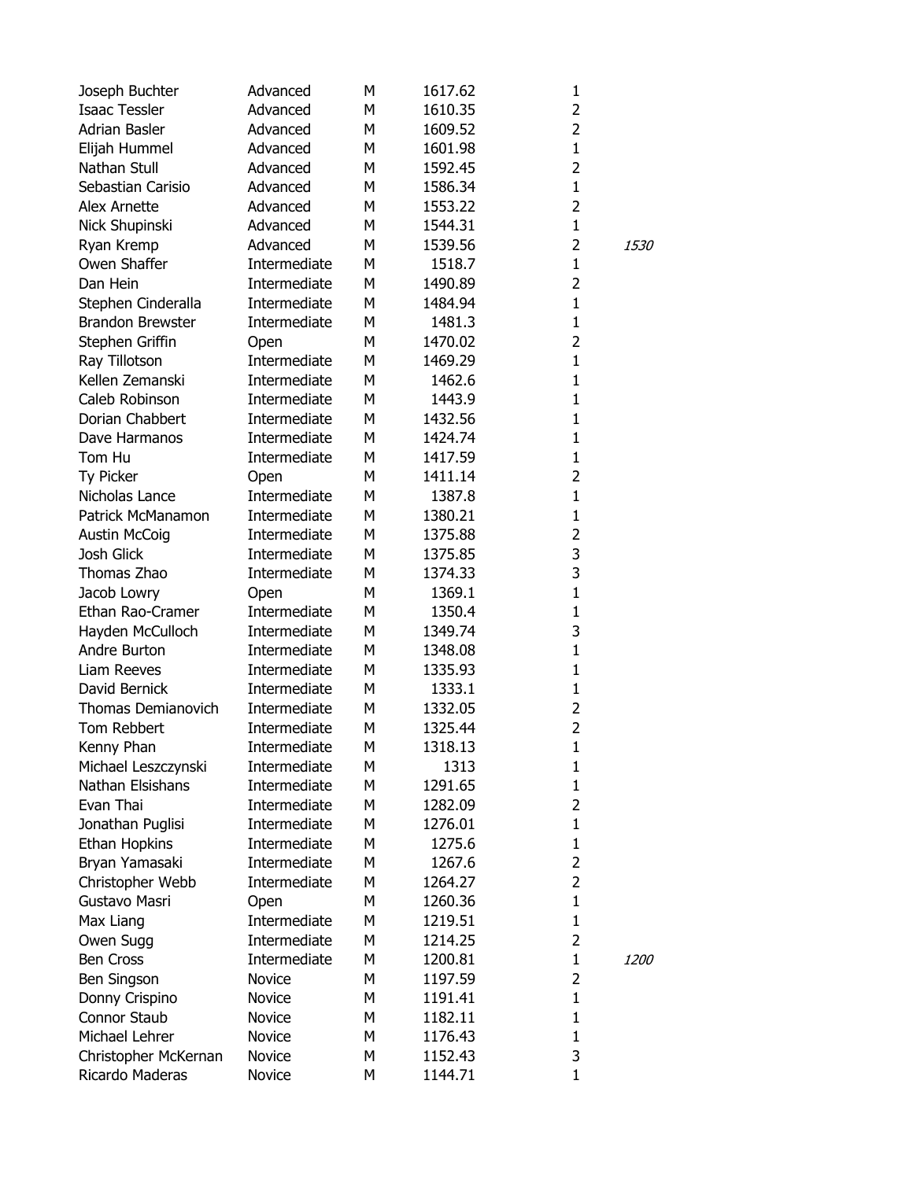| | | | | | |
|---|---|---|---|---|---|
| Joseph Buchter | Advanced | M | 1617.62 | 1 | |
| Isaac Tessler | Advanced | M | 1610.35 | 2 | |
| Adrian Basler | Advanced | M | 1609.52 | 2 | |
| Elijah Hummel | Advanced | M | 1601.98 | 1 | |
| Nathan Stull | Advanced | M | 1592.45 | 2 | |
| Sebastian Carisio | Advanced | M | 1586.34 | 1 | |
| Alex Arnette | Advanced | M | 1553.22 | 2 | |
| Nick Shupinski | Advanced | M | 1544.31 | 1 | |
| Ryan Kremp | Advanced | M | 1539.56 | 2 | *1530* |
| Owen Shaffer | Intermediate | M | 1518.7 | 1 | |
| Dan Hein | Intermediate | M | 1490.89 | 2 | |
| Stephen Cinderalla | Intermediate | M | 1484.94 | 1 | |
| Brandon Brewster | Intermediate | M | 1481.3 | 1 | |
| Stephen Griffin | Open | M | 1470.02 | 2 | |
| Ray Tillotson | Intermediate | M | 1469.29 | 1 | |
| Kellen Zemanski | Intermediate | M | 1462.6 | 1 | |
| Caleb Robinson | Intermediate | M | 1443.9 | 1 | |
| Dorian Chabbert | Intermediate | M | 1432.56 | 1 | |
| Dave Harmanos | Intermediate | M | 1424.74 | 1 | |
| Tom Hu | Intermediate | M | 1417.59 | 1 | |
| Ty Picker | Open | M | 1411.14 | 2 | |
| Nicholas Lance | Intermediate | M | 1387.8 | 1 | |
| Patrick McManamon | Intermediate | M | 1380.21 | 1 | |
| Austin McCoig | Intermediate | M | 1375.88 | 2 | |
| Josh Glick | Intermediate | M | 1375.85 | 3 | |
| Thomas Zhao | Intermediate | M | 1374.33 | 3 | |
| Jacob Lowry | Open | M | 1369.1 | 1 | |
| Ethan Rao-Cramer | Intermediate | M | 1350.4 | 1 | |
| Hayden McCulloch | Intermediate | M | 1349.74 | 3 | |
| Andre Burton | Intermediate | M | 1348.08 | 1 | |
| Liam Reeves | Intermediate | M | 1335.93 | 1 | |
| David Bernick | Intermediate | M | 1333.1 | 1 | |
| Thomas Demianovich | Intermediate | M | 1332.05 | 2 | |
| Tom Rebbert | Intermediate | M | 1325.44 | 2 | |
| Kenny Phan | Intermediate | M | 1318.13 | 1 | |
| Michael Leszczynski | Intermediate | M | 1313 | 1 | |
| Nathan Elsishans | Intermediate | M | 1291.65 | 1 | |
| Evan Thai | Intermediate | M | 1282.09 | 2 | |
| Jonathan Puglisi | Intermediate | M | 1276.01 | 1 | |
| Ethan Hopkins | Intermediate | M | 1275.6 | 1 | |
| Bryan Yamasaki | Intermediate | M | 1267.6 | 2 | |
| Christopher Webb | Intermediate | M | 1264.27 | 2 | |
| Gustavo Masri | Open | M | 1260.36 | 1 | |
| Max Liang | Intermediate | M | 1219.51 | 1 | |
| Owen Sugg | Intermediate | M | 1214.25 | 2 | |
| Ben Cross | Intermediate | M | 1200.81 | 1 | *1200* |
| Ben Singson | Novice | M | 1197.59 | 2 | |
| Donny Crispino | Novice | M | 1191.41 | 1 | |
| Connor Staub | Novice | M | 1182.11 | 1 | |
| Michael Lehrer | Novice | M | 1176.43 | 1 | |
| Christopher McKernan | Novice | M | 1152.43 | 3 | |
| Ricardo Maderas | Novice | M | 1144.71 | 1 | |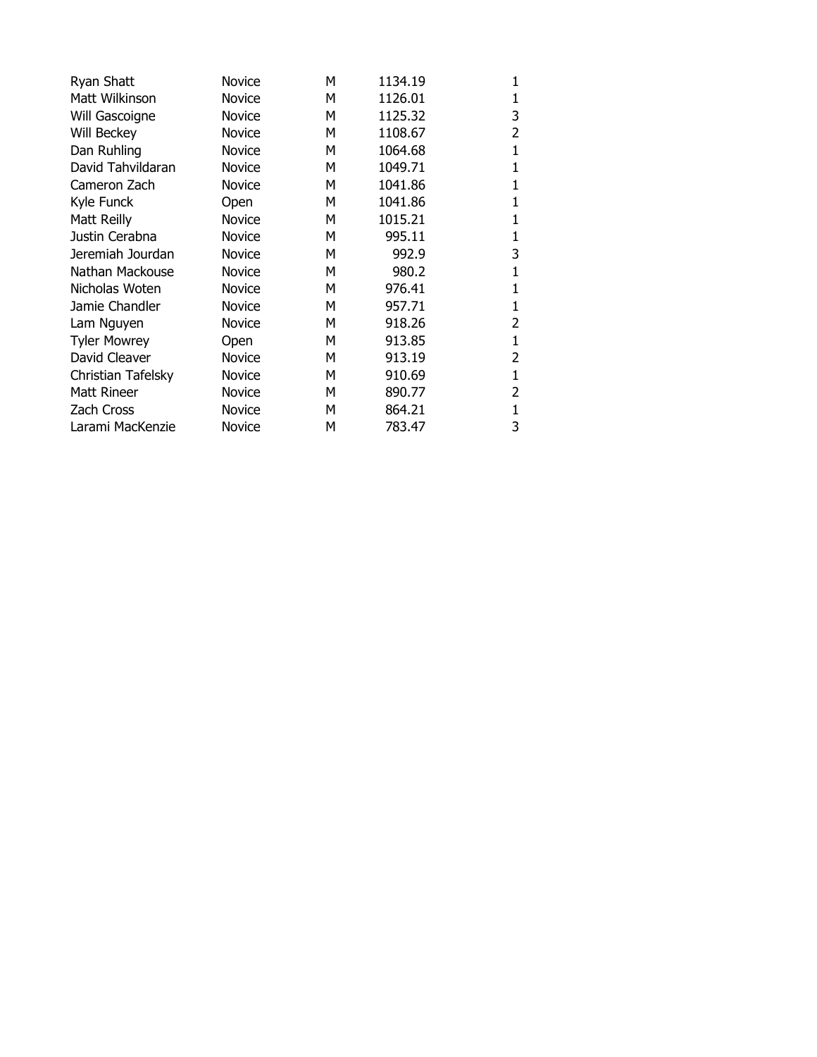| | | | | |
|---|---|---|---|---|
| Ryan Shatt | Novice | M | 1134.19 | 1 |
| Matt Wilkinson | Novice | M | 1126.01 | 1 |
| Will Gascoigne | Novice | M | 1125.32 | 3 |
| Will Beckey | Novice | M | 1108.67 | 2 |
| Dan Ruhling | Novice | M | 1064.68 | 1 |
| David Tahvildaran | Novice | M | 1049.71 | 1 |
| Cameron Zach | Novice | M | 1041.86 | 1 |
| Kyle Funck | Open | M | 1041.86 | 1 |
| Matt Reilly | Novice | M | 1015.21 | 1 |
| Justin Cerabna | Novice | M | 995.11 | 1 |
| Jeremiah Jourdan | Novice | M | 992.9 | 3 |
| Nathan Mackouse | Novice | M | 980.2 | 1 |
| Nicholas Woten | Novice | M | 976.41 | 1 |
| Jamie Chandler | Novice | M | 957.71 | 1 |
| Lam Nguyen | Novice | M | 918.26 | 2 |
| Tyler Mowrey | Open | M | 913.85 | 1 |
| David Cleaver | Novice | M | 913.19 | 2 |
| Christian Tafelsky | Novice | M | 910.69 | 1 |
| Matt Rineer | Novice | M | 890.77 | 2 |
| Zach Cross | Novice | M | 864.21 | 1 |
| Larami MacKenzie | Novice | M | 783.47 | 3 |